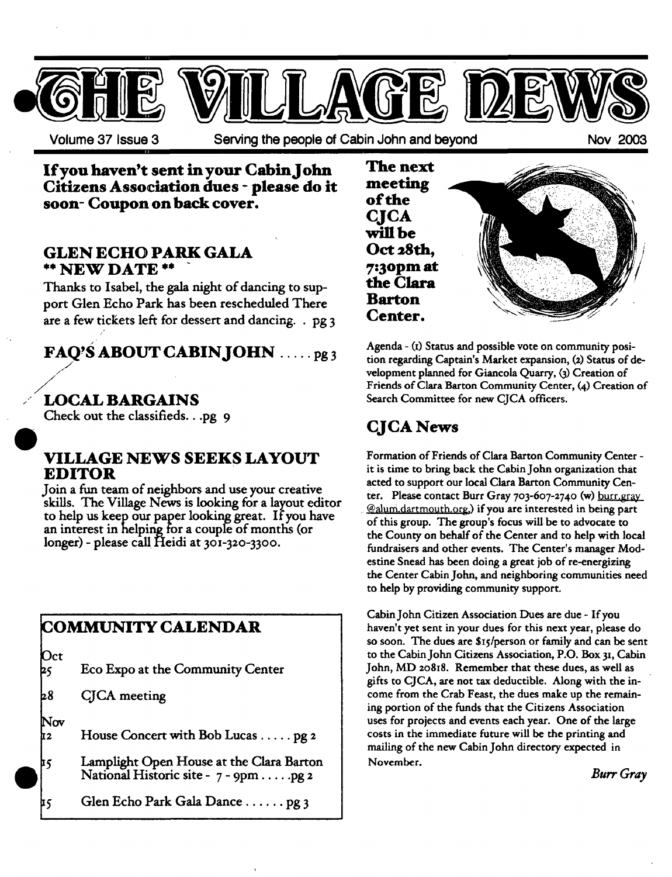# THE VILLAGE NEWS

Volume 37 Issue 3 — Serving the people of Cabin John and beyond — Nov 2003

**If you haven't sent in your Cabin John Citizens Association dues - please do it soon- Coupon on back cover.**

## GLEN ECHO PARK GALA ** NEW DATE **

Thanks to Isabel, the gala night of dancing to support Glen Echo Park has been rescheduled There are a few tickets left for dessert and dancing. . pg 3

## FAQ'S ABOUT CABIN JOHN ..... pg 3

## LOCAL BARGAINS

Check out the classifieds. . .pg 9

## VILLAGE NEWS SEEKS LAYOUT EDITOR

Join a fun team of neighbors and use your creative skills. The Village News is looking for a layout editor to help us keep our paper looking great. If you have an interest in helping for a couple of months (or longer) - please call Heidi at 301-320-3300.

## COMMUNITY CALENDAR

**Oct**

- 25 Eco Expo at the Community Center
- 28 CJCA meeting

**Nov**

- 12 House Concert with Bob Lucas ..... pg 2
- 15 Lamplight Open House at the Clara Barton National Historic site - 7 - 9pm..... .pg 2
- 15 Glen Echo Park Gala Dance ...... pg 3

**The next meeting of the CJCA will be Oct 28th, 7:30pm at the Clara Barton Center.**

Agenda - (1) Status and possible vote on community position regarding Captain's Market expansion, (2) Status of development planned for Giancola Quarry, (3) Creation of Friends of Clara Barton Community Center, (4) Creation of Search Committee for new CJCA officers.

## CJCA News

Formation of Friends of Clara Barton Community Center - it is time to bring back the Cabin John organization that acted to support our local Clara Barton Community Center. Please contact Burr Gray 703-607-2740 (w) burr.gray@alum.dartmouth.org,) if you are interested in being part of this group. The group's focus will be to advocate to the County on behalf of the Center and to help with local fundraisers and other events. The Center's manager Modestine Snead has been doing a great job of re-energizing the Center Cabin John, and neighboring communities need to help by providing community support.

Cabin John Citizen Association Dues are due - If you haven't yet sent in your dues for this next year, please do so soon. The dues are $15/person or family and can be sent to the Cabin John Citizens Association, P.O. Box 31, Cabin John, MD 20818. Remember that these dues, as well as gifts to CJCA, are not tax deductible. Along with the income from the Crab Feast, the dues make up the remaining portion of the funds that the Citizens Association uses for projects and events each year. One of the large costs in the immediate future will be the printing and mailing of the new Cabin John directory expected in November.

*Burr Gray*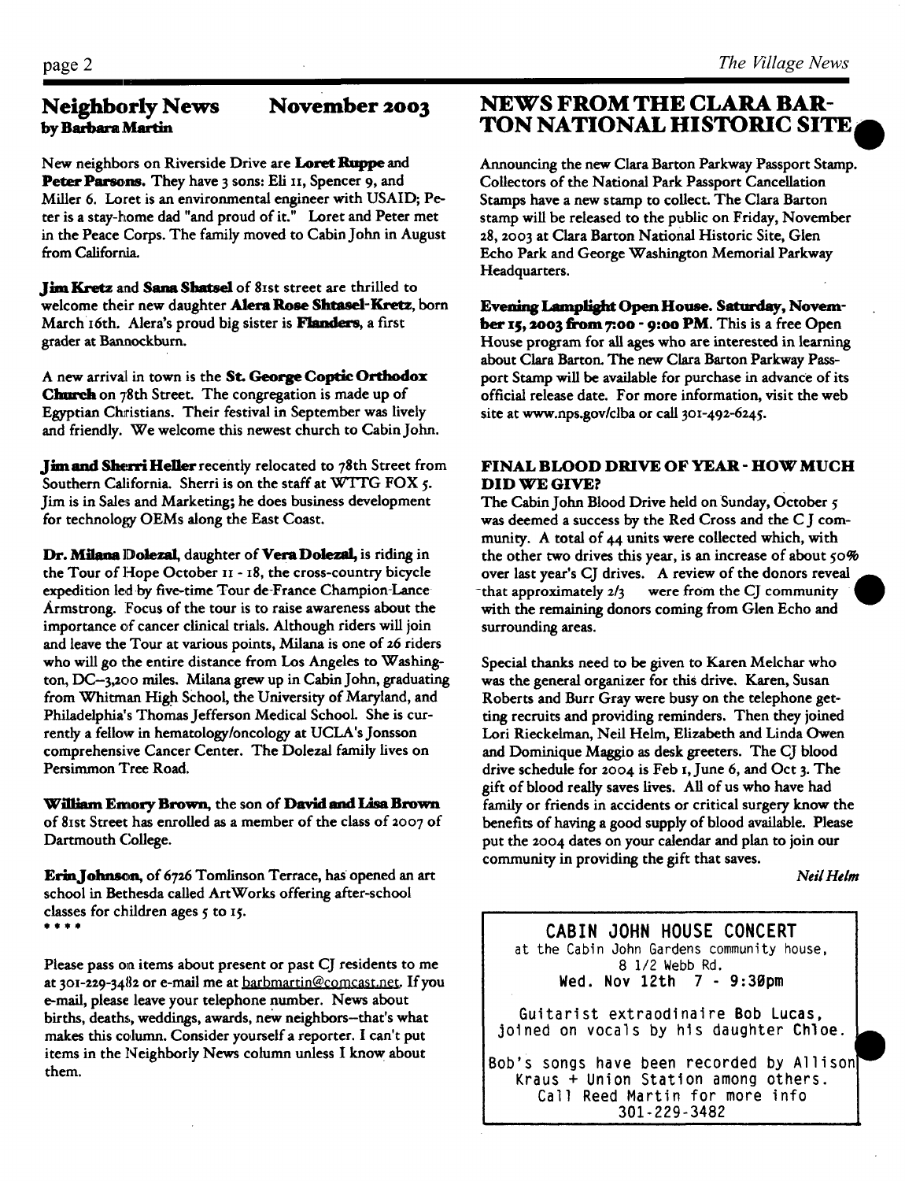## Neighborly News November 2003
**by Barbara Martin**

New neighbors on Riverside Drive are **Loret Ruppe** and **Peter Parsons.** They have 3 sons: Eli 11, Spencer 9, and Miller 6. Loret is an environmental engineer with USAID; Peter is a stay-home dad "and proud of it." Loret and Peter met in the Peace Corps. The family moved to Cabin John in August from California.

**Jim Kretz** and **Sana Shatsel** of 81st street are thrilled to welcome their new daughter **Alera Rose Shtasel-Kretz**, born March 16th. Alera's proud big sister is **Flanders**, a first grader at Bannockburn.

A new arrival in town is the **St. George Coptic Orthodox Church** on 78th Street. The congregation is made up of Egyptian Christians. Their festival in September was lively and friendly. We welcome this newest church to Cabin John.

**Jim and Sherri Heller** recently relocated to 78th Street from Southern California. Sherri is on the staff at WTTG FOX 5. Jim is in Sales and Marketing; he does business development for technology OEMs along the East Coast.

**Dr. Milana Dolezal**, daughter of **Vera Dolezal**, is riding in the Tour of Hope October 11 - 18, the cross-country bicycle expedition led by five-time Tour de France Champion Lance Armstrong. Focus of the tour is to raise awareness about the importance of cancer clinical trials. Although riders will join and leave the Tour at various points, Milana is one of 26 riders who will go the entire distance from Los Angeles to Washington, DC--3,200 miles. Milana grew up in Cabin John, graduating from Whitman High School, the University of Maryland, and Philadelphia's Thomas Jefferson Medical School. She is currently a fellow in hematology/oncology at UCLA's Jonsson comprehensive Cancer Center. The Dolezal family lives on Persimmon Tree Road.

**William Emory Brown**, the son of **David and Lisa Brown** of 81st Street has enrolled as a member of the class of 2007 of Dartmouth College.

**Erin Johnson**, of 6726 Tomlinson Terrace, has opened an art school in Bethesda called ArtWorks offering after-school classes for children ages 5 to 15.

* * * *

Please pass on items about present or past CJ residents to me at 301-229-3482 or e-mail me at barbmartin@comcast.net. If you e-mail, please leave your telephone number. News about births, deaths, weddings, awards, new neighbors--that's what makes this column. Consider yourself a reporter. I can't put items in the Neighborly News column unless I know about them.

## NEWS FROM THE CLARA BARTON NATIONAL HISTORIC SITE

Announcing the new Clara Barton Parkway Passport Stamp. Collectors of the National Park Passport Cancellation Stamps have a new stamp to collect. The Clara Barton stamp will be released to the public on Friday, November 28, 2003 at Clara Barton National Historic Site, Glen Echo Park and George Washington Memorial Parkway Headquarters.

**Evening Lamplight Open House. Saturday, November 15, 2003 from 7:00 - 9:00 PM.** This is a free Open House program for all ages who are interested in learning about Clara Barton. The new Clara Barton Parkway Passport Stamp will be available for purchase in advance of its official release date. For more information, visit the web site at www.nps.gov/clba or call 301-492-6245.

### FINAL BLOOD DRIVE OF YEAR - HOW MUCH DID WE GIVE?

The Cabin John Blood Drive held on Sunday, October 5 was deemed a success by the Red Cross and the C J community. A total of 44 units were collected which, with the other two drives this year, is an increase of about 50% over last year's CJ drives. A review of the donors reveal that approximately 2/3 were from the CJ community with the remaining donors coming from Glen Echo and surrounding areas.

Special thanks need to be given to Karen Melchar who was the general organizer for this drive. Karen, Susan Roberts and Burr Gray were busy on the telephone getting recruits and providing reminders. Then they joined Lori Rieckelman, Neil Helm, Elizabeth and Linda Owen and Dominique Maggio as desk greeters. The CJ blood drive schedule for 2004 is Feb 1, June 6, and Oct 3. The gift of blood really saves lives. All of us who have had family or friends in accidents or critical surgery know the benefits of having a good supply of blood available. Please put the 2004 dates on your calendar and plan to join our community in providing the gift that saves.

*Neil Helm*

**CABIN JOHN HOUSE CONCERT**
at the Cabin John Gardens community house,
8 1/2 Webb Rd.
**Wed. Nov 12th 7 - 9:30pm**

Guitarist extraodinaire Bob Lucas, joined on vocals by his daughter Chloe.

Bob's songs have been recorded by Allison Kraus + Union Station among others.
Call Reed Martin for more info
301-229-3482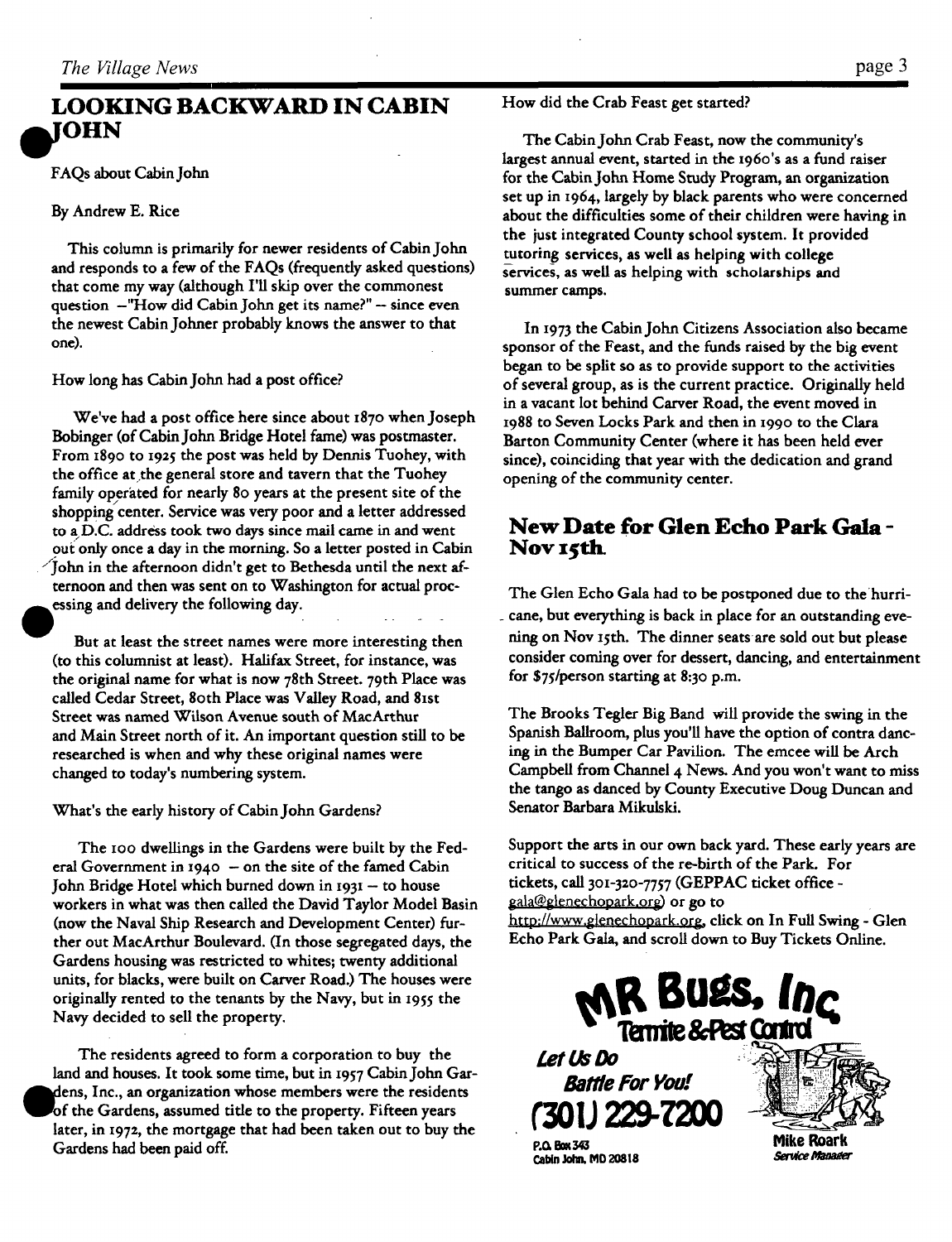## LOOKING BACKWARD IN CABIN JOHN

FAQs about Cabin John

By Andrew E. Rice

This column is primarily for newer residents of Cabin John and responds to a few of the FAQs (frequently asked questions) that come my way (although I'll skip over the commonest question —"How did Cabin John get its name?" – since even the newest Cabin Johner probably knows the answer to that one).

How long has Cabin John had a post office?

We've had a post office here since about 1870 when Joseph Bobinger (of Cabin John Bridge Hotel fame) was postmaster. From 1890 to 1925 the post was held by Dennis Tuohey, with the office at the general store and tavern that the Tuohey family operated for nearly 80 years at the present site of the shopping center. Service was very poor and a letter addressed to a D.C. address took two days since mail came in and went out only once a day in the morning. So a letter posted in Cabin John in the afternoon didn't get to Bethesda until the next afternoon and then was sent on to Washington for actual processing and delivery the following day.

But at least the street names were more interesting then (to this columnist at least). Halifax Street, for instance, was the original name for what is now 78th Street. 79th Place was called Cedar Street, 80th Place was Valley Road, and 81st Street was named Wilson Avenue south of MacArthur and Main Street north of it. An important question still to be researched is when and why these original names were changed to today's numbering system.

What's the early history of Cabin John Gardens?

The 100 dwellings in the Gardens were built by the Federal Government in 1940 – on the site of the famed Cabin John Bridge Hotel which burned down in 1931 – to house workers in what was then called the David Taylor Model Basin (now the Naval Ship Research and Development Center) further out MacArthur Boulevard. (In those segregated days, the Gardens housing was restricted to whites; twenty additional units, for blacks, were built on Carver Road.) The houses were originally rented to the tenants by the Navy, but in 1955 the Navy decided to sell the property.

The residents agreed to form a corporation to buy the land and houses. It took some time, but in 1957 Cabin John Gardens, Inc., an organization whose members were the residents of the Gardens, assumed title to the property. Fifteen years later, in 1972, the mortgage that had been taken out to buy the Gardens had been paid off.

How did the Crab Feast get started?

The Cabin John Crab Feast, now the community's largest annual event, started in the 1960's as a fund raiser for the Cabin John Home Study Program, an organization set up in 1964, largely by black parents who were concerned about the difficulties some of their children were having in the just integrated County school system. It provided tutoring services, as well as helping with college services, as well as helping with scholarships and summer camps.

In 1973 the Cabin John Citizens Association also became sponsor of the Feast, and the funds raised by the big event began to be split so as to provide support to the activities of several group, as is the current practice. Originally held in a vacant lot behind Carver Road, the event moved in 1988 to Seven Locks Park and then in 1990 to the Clara Barton Community Center (where it has been held ever since), coinciding that year with the dedication and grand opening of the community center.

## New Date for Glen Echo Park Gala - Nov 15th

The Glen Echo Gala had to be postponed due to the hurricane, but everything is back in place for an outstanding evening on Nov 15th. The dinner seats are sold out but please consider coming over for dessert, dancing, and entertainment for $75/person starting at 8:30 p.m.

The Brooks Tegler Big Band will provide the swing in the Spanish Ballroom, plus you'll have the option of contra dancing in the Bumper Car Pavilion. The emcee will be Arch Campbell from Channel 4 News. And you won't want to miss the tango as danced by County Executive Doug Duncan and Senator Barbara Mikulski.

Support the arts in our own back yard. These early years are critical to success of the re-birth of the Park. For tickets, call 301-320-7757 (GEPPAC ticket office - gala@glenechopark.org) or go to http://www.glenechopark.org, click on In Full Swing - Glen Echo Park Gala, and scroll down to Buy Tickets Online.

**MR Bugs, Inc**
**Termite & Pest Control**

*Let Us Do Battle For You!*

**(301) 229-7200**

P.O. Box 343
Cabin John, MD 20818

**Mike Roark**
*Service Manager*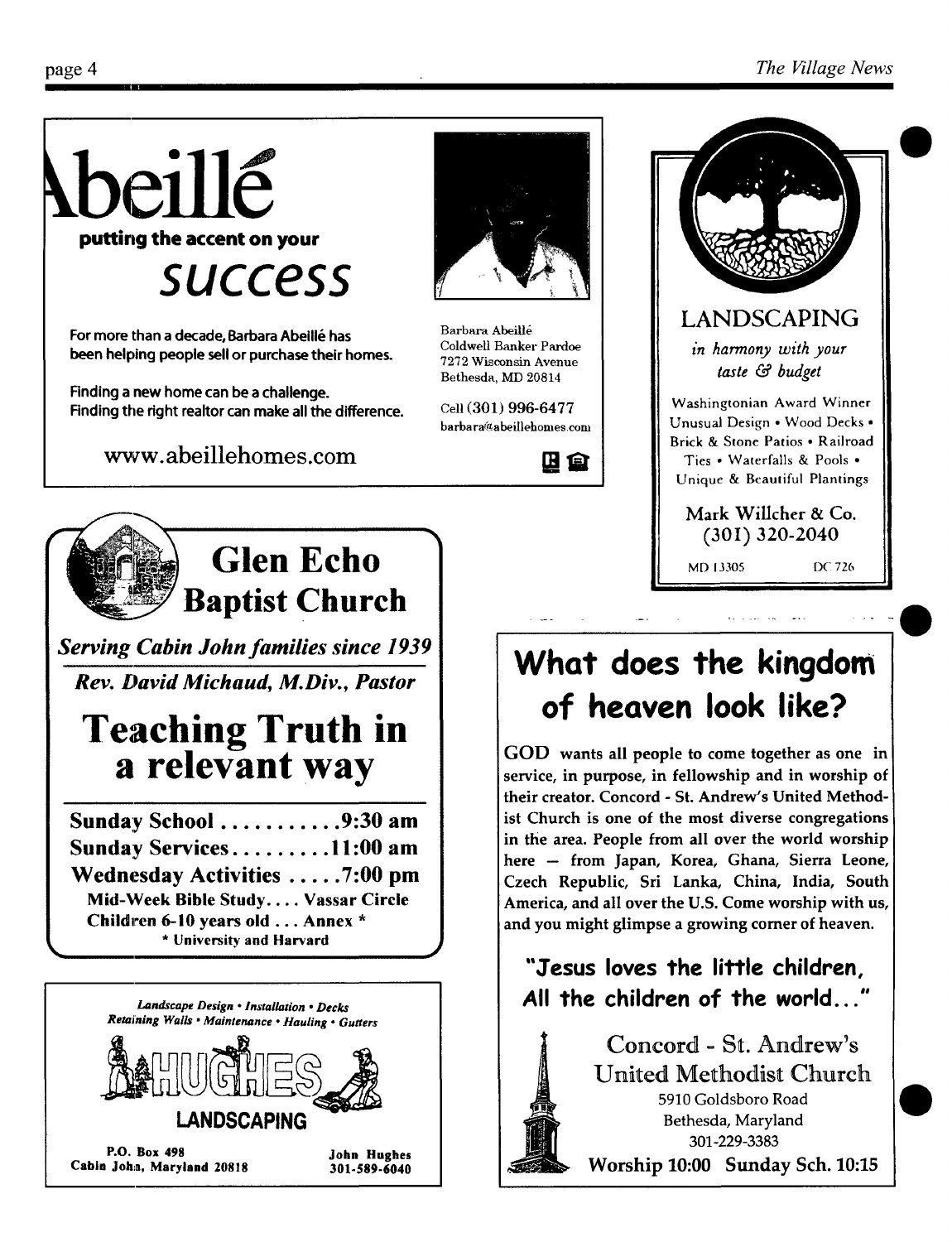# Abeillé

**putting the accent on your**

## *success*

For more than a decade, Barbara Abeillé has been helping people sell or purchase their homes.

Finding a new home can be a challenge.
Finding the right realtor can make all the difference.

www.abeillehomes.com

Barbara Abeillé
Coldwell Banker Pardoe
7272 Wisconsin Avenue
Bethesda, MD 20814

Cell (301) 996-6477
barbara@abeillehomes.com

---

## LANDSCAPING

*in harmony with your taste & budget*

Washingtonian Award Winner
Unusual Design • Wood Decks • Brick & Stone Patios • Railroad Ties • Waterfalls & Pools • Unique & Beautiful Plantings

Mark Willcher & Co.
(301) 320-2040

MD 13305 DC 726

---

# Glen Echo Baptist Church

***Serving Cabin John families since 1939***

***Rev. David Michaud, M.Div., Pastor***

## Teaching Truth in a relevant way

**Sunday School ........... 9:30 am**
**Sunday Services .......... 11:00 am**
**Wednesday Activities ..... 7:00 pm**
**Mid-Week Bible Study.... Vassar Circle**
**Children 6-10 years old ... Annex ***
**\* University and Harvard**

---

## What does the kingdom of heaven look like?

**GOD wants all people to come together as one in service, in purpose, in fellowship and in worship of their creator. Concord - St. Andrew's United Methodist Church is one of the most diverse congregations in the area. People from all over the world worship here — from Japan, Korea, Ghana, Sierra Leone, Czech Republic, Sri Lanka, China, India, South America, and all over the U.S. Come worship with us, and you might glimpse a growing corner of heaven.**

**"Jesus loves the little children, All the children of the world..."**

Concord - St. Andrew's
United Methodist Church
5910 Goldsboro Road
Bethesda, Maryland
301-229-3383
**Worship 10:00 Sunday Sch. 10:15**

---

*Landscape Design • Installation • Decks*
*Retaining Walls • Maintenance • Hauling • Gutters*

# HUGHES

**LANDSCAPING**

**P.O. Box 498**
**Cabin John, Maryland 20818**

**John Hughes**
**301-589-6040**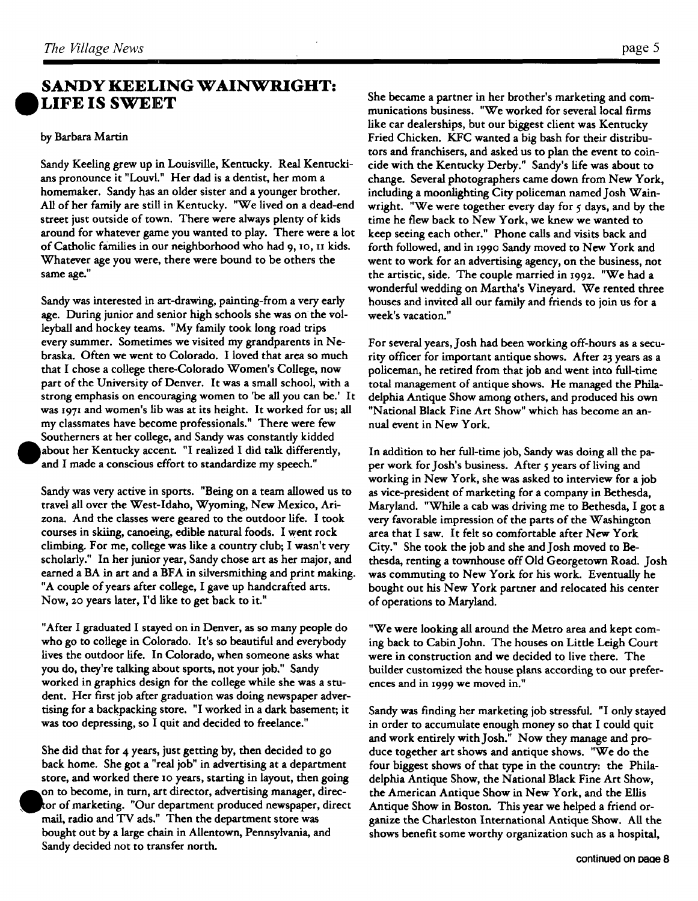## SANDY KEELING WAINWRIGHT: LIFE IS SWEET

by Barbara Martin

Sandy Keeling grew up in Louisville, Kentucky. Real Kentuckians pronounce it "Louvl." Her dad is a dentist, her mom a homemaker. Sandy has an older sister and a younger brother. All of her family are still in Kentucky. "We lived on a dead-end street just outside of town. There were always plenty of kids around for whatever game you wanted to play. There were a lot of Catholic families in our neighborhood who had 9, 10, 11 kids. Whatever age you were, there were bound to be others the same age."

Sandy was interested in art-drawing, painting-from a very early age. During junior and senior high schools she was on the volleyball and hockey teams. "My family took long road trips every summer. Sometimes we visited my grandparents in Nebraska. Often we went to Colorado. I loved that area so much that I chose a college there-Colorado Women's College, now part of the University of Denver. It was a small school, with a strong emphasis on encouraging women to 'be all you can be.' It was 1971 and women's lib was at its height. It worked for us; all my classmates have become professionals." There were few Southerners at her college, and Sandy was constantly kidded about her Kentucky accent. "I realized I did talk differently, and I made a conscious effort to standardize my speech."

Sandy was very active in sports. "Being on a team allowed us to travel all over the West-Idaho, Wyoming, New Mexico, Arizona. And the classes were geared to the outdoor life. I took courses in skiing, canoeing, edible natural foods. I went rock climbing. For me, college was like a country club; I wasn't very scholarly." In her junior year, Sandy chose art as her major, and earned a BA in art and a BFA in silversmithing and print making. "A couple of years after college, I gave up handcrafted arts. Now, 20 years later, I'd like to get back to it."

"After I graduated I stayed on in Denver, as so many people do who go to college in Colorado. It's so beautiful and everybody lives the outdoor life. In Colorado, when someone asks what you do, they're talking about sports, not your job." Sandy worked in graphics design for the college while she was a student. Her first job after graduation was doing newspaper advertising for a backpacking store. "I worked in a dark basement; it was too depressing, so I quit and decided to freelance."

She did that for 4 years, just getting by, then decided to go back home. She got a "real job" in advertising at a department store, and worked there 10 years, starting in layout, then going on to become, in turn, art director, advertising manager, director of marketing. "Our department produced newspaper, direct mail, radio and TV ads." Then the department store was bought out by a large chain in Allentown, Pennsylvania, and Sandy decided not to transfer north.

She became a partner in her brother's marketing and communications business. "We worked for several local firms like car dealerships, but our biggest client was Kentucky Fried Chicken. KFC wanted a big bash for their distributors and franchisers, and asked us to plan the event to coincide with the Kentucky Derby." Sandy's life was about to change. Several photographers came down from New York, including a moonlighting City policeman named Josh Wainwright. "We were together every day for 5 days, and by the time he flew back to New York, we knew we wanted to keep seeing each other." Phone calls and visits back and forth followed, and in 1990 Sandy moved to New York and went to work for an advertising agency, on the business, not the artistic, side. The couple married in 1992. "We had a wonderful wedding on Martha's Vineyard. We rented three houses and invited all our family and friends to join us for a week's vacation."

For several years, Josh had been working off-hours as a security officer for important antique shows. After 23 years as a policeman, he retired from that job and went into full-time total management of antique shows. He managed the Philadelphia Antique Show among others, and produced his own "National Black Fine Art Show" which has become an annual event in New York.

In addition to her full-time job, Sandy was doing all the paper work for Josh's business. After 5 years of living and working in New York, she was asked to interview for a job as vice-president of marketing for a company in Bethesda, Maryland. "While a cab was driving me to Bethesda, I got a very favorable impression of the parts of the Washington area that I saw. It felt so comfortable after New York City." She took the job and she and Josh moved to Bethesda, renting a townhouse off Old Georgetown Road. Josh was commuting to New York for his work. Eventually he bought out his New York partner and relocated his center of operations to Maryland.

"We were looking all around the Metro area and kept coming back to Cabin John. The houses on Little Leigh Court were in construction and we decided to live there. The builder customized the house plans according to our preferences and in 1999 we moved in."

Sandy was finding her marketing job stressful. "I only stayed in order to accumulate enough money so that I could quit and work entirely with Josh." Now they manage and produce together art shows and antique shows. "We do the four biggest shows of that type in the country: the Philadelphia Antique Show, the National Black Fine Art Show, the American Antique Show in New York, and the Ellis Antique Show in Boston. This year we helped a friend organize the Charleston International Antique Show. All the shows benefit some worthy organization such as a hospital,

continued on page 8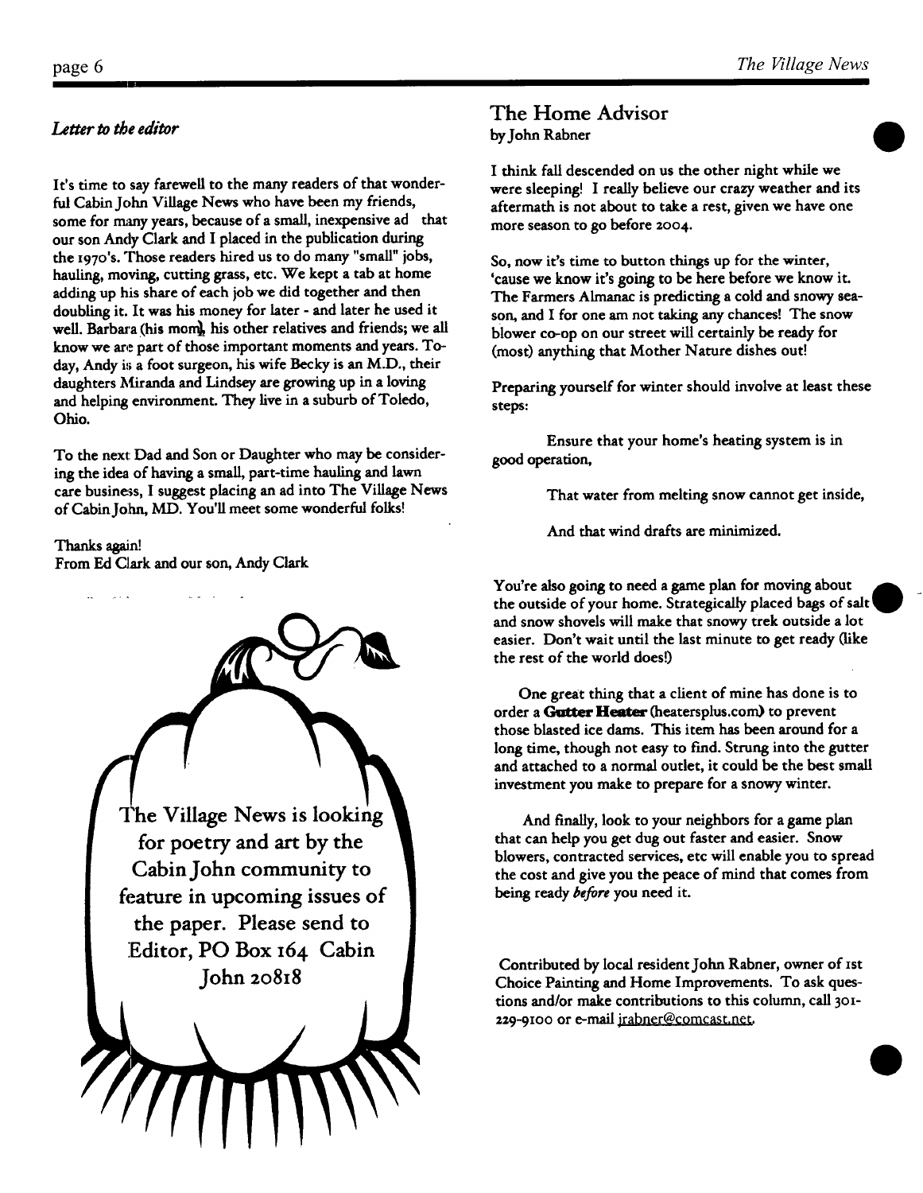*Letter to the editor*

It's time to say farewell to the many readers of that wonderful Cabin John Village News who have been my friends, some for many years, because of a small, inexpensive ad that our son Andy Clark and I placed in the publication during the 1970's. Those readers hired us to do many "small" jobs, hauling, moving, cutting grass, etc. We kept a tab at home adding up his share of each job we did together and then doubling it. It was his money for later - and later he used it well. Barbara (his mom), his other relatives and friends; we all know we are part of those important moments and years. Today, Andy is a foot surgeon, his wife Becky is an M.D., their daughters Miranda and Lindsey are growing up in a loving and helping environment. They live in a suburb of Toledo, Ohio.

To the next Dad and Son or Daughter who may be considering the idea of having a small, part-time hauling and lawn care business, I suggest placing an ad into The Village News of Cabin John, MD. You'll meet some wonderful folks!

Thanks again!
From Ed Clark and our son, Andy Clark

The Village News is looking for poetry and art by the Cabin John community to feature in upcoming issues of the paper. Please send to Editor, PO Box 164 Cabin John 20818

## The Home Advisor

by John Rabner

I think fall descended on us the other night while we were sleeping! I really believe our crazy weather and its aftermath is not about to take a rest, given we have one more season to go before 2004.

So, now it's time to button things up for the winter, 'cause we know it's going to be here before we know it. The Farmers Almanac is predicting a cold and snowy season, and I for one am not taking any chances! The snow blower co-op on our street will certainly be ready for (most) anything that Mother Nature dishes out!

Preparing yourself for winter should involve at least these steps:

Ensure that your home's heating system is in good operation,

That water from melting snow cannot get inside,

And that wind drafts are minimized.

You're also going to need a game plan for moving about the outside of your home. Strategically placed bags of salt and snow shovels will make that snowy trek outside a lot easier. Don't wait until the last minute to get ready (like the rest of the world does!)

One great thing that a client of mine has done is to order a **Gutter Heater** (heatersplus.com) to prevent those blasted ice dams. This item has been around for a long time, though not easy to find. Strung into the gutter and attached to a normal outlet, it could be the best small investment you make to prepare for a snowy winter.

And finally, look to your neighbors for a game plan that can help you get dug out faster and easier. Snow blowers, contracted services, etc will enable you to spread the cost and give you the peace of mind that comes from being ready *before* you need it.

Contributed by local resident John Rabner, owner of 1st Choice Painting and Home Improvements. To ask questions and/or make contributions to this column, call 301-229-9100 or e-mail jrabner@comcast.net.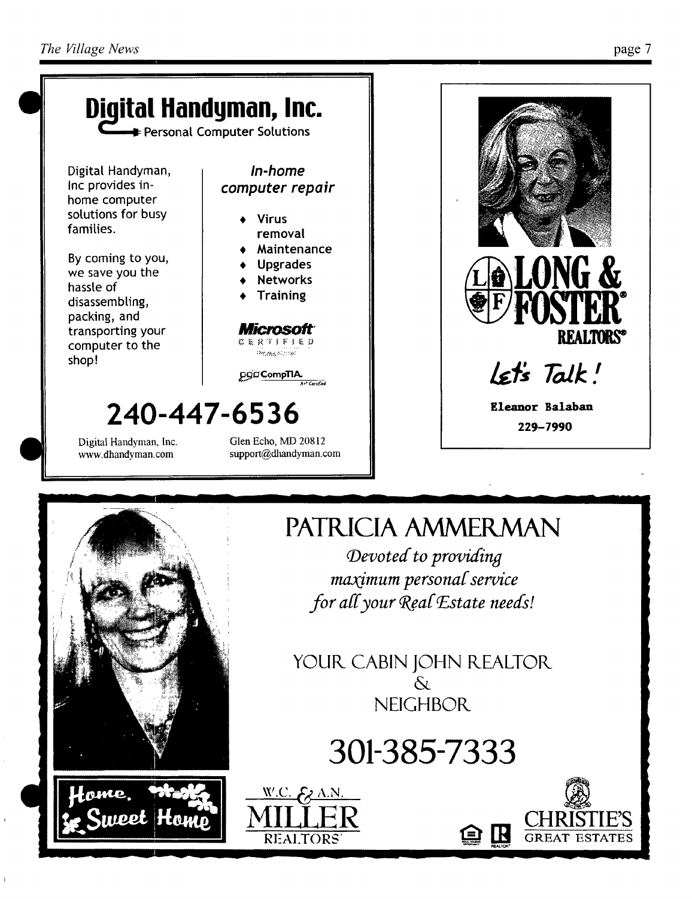# Digital Handyman, Inc.

Personal Computer Solutions

Digital Handyman, Inc provides in-home computer solutions for busy families.

By coming to you, we save you the hassle of disassembling, packing, and transporting your computer to the shop!

*In-home computer repair*

- Virus removal
- Maintenance
- Upgrades
- Networks
- Training

Microsoft CERTIFIED

CompTIA A+ Certified

## 240-447-6536

Digital Handyman, Inc.
www.dhandyman.com

Glen Echo, MD 20812
support@dhandyman.com

---

LONG & FOSTER REALTORS®

*Let's Talk!*

**Eleanor Balaban**

**229-7990**

---

# PATRICIA AMMERMAN

*Devoted to providing maximum personal service for all your Real Estate needs!*

YOUR CABIN JOHN REALTOR & NEIGHBOR

## 301-385-7333

Home, Sweet Home

W.C. & A.N. MILLER REALTORS

CHRISTIE'S GREAT ESTATES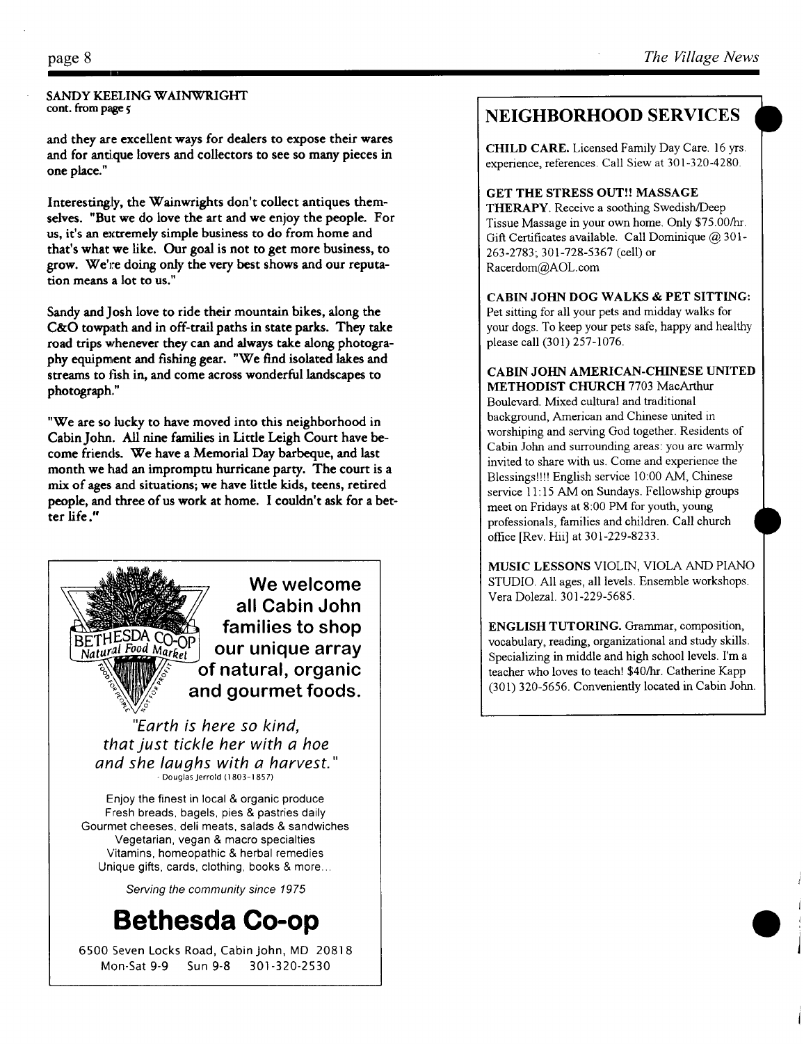SANDY KEELING WAINWRIGHT
cont. from page 5

and they are excellent ways for dealers to expose their wares and for antique lovers and collectors to see so many pieces in one place."

Interestingly, the Wainwrights don't collect antiques themselves. "But we do love the art and we enjoy the people. For us, it's an extremely simple business to do from home and that's what we like. Our goal is not to get more business, to grow. We're doing only the very best shows and our reputation means a lot to us."

Sandy and Josh love to ride their mountain bikes, along the C&O towpath and in off-trail paths in state parks. They take road trips whenever they can and always take along photography equipment and fishing gear. "We find isolated lakes and streams to fish in, and come across wonderful landscapes to photograph."

"We are so lucky to have moved into this neighborhood in Cabin John. All nine families in Little Leigh Court have become friends. We have a Memorial Day barbeque, and last month we had an impromptu hurricane party. The court is a mix of ages and situations; we have little kids, teens, retired people, and three of us work at home. I couldn't ask for a better life."

**We welcome all Cabin John families to shop our unique array of natural, organic and gourmet foods.**

BETHESDA CO-OP Natural Food Market — FOOD FOR PEOPLE NOT FOR PROFIT

*"Earth is here so kind, that just tickle her with a hoe and she laughs with a harvest."*
- Douglas Jerrold (1803-1857)

Enjoy the finest in local & organic produce
Fresh breads, bagels, pies & pastries daily
Gourmet cheeses, deli meats, salads & sandwiches
Vegetarian, vegan & macro specialties
Vitamins, homeopathic & herbal remedies
Unique gifts, cards, clothing, books & more...

*Serving the community since 1975*

# Bethesda Co-op

6500 Seven Locks Road, Cabin John, MD 20818
Mon-Sat 9-9 Sun 9-8 301-320-2530

## NEIGHBORHOOD SERVICES

**CHILD CARE.** Licensed Family Day Care. 16 yrs. experience, references. Call Siew at 301-320-4280.

**GET THE STRESS OUT!! MASSAGE THERAPY.** Receive a soothing Swedish/Deep Tissue Massage in your own home. Only $75.00/hr. Gift Certificates available. Call Dominique @ 301-263-2783; 301-728-5367 (cell) or Racerdom@AOL.com

**CABIN JOHN DOG WALKS & PET SITTING:** Pet sitting for all your pets and midday walks for your dogs. To keep your pets safe, happy and healthy please call (301) 257-1076.

**CABIN JOHN AMERICAN-CHINESE UNITED METHODIST CHURCH** 7703 MacArthur Boulevard. Mixed cultural and traditional background, American and Chinese united in worshiping and serving God together. Residents of Cabin John and surrounding areas: you are warmly invited to share with us. Come and experience the Blessings!!!! English service 10:00 AM, Chinese service 11:15 AM on Sundays. Fellowship groups meet on Fridays at 8:00 PM for youth, young professionals, families and children. Call church office [Rev. Hii] at 301-229-8233.

**MUSIC LESSONS** VIOLIN, VIOLA AND PIANO STUDIO. All ages, all levels. Ensemble workshops. Vera Dolezal. 301-229-5685.

**ENGLISH TUTORING.** Grammar, composition, vocabulary, reading, organizational and study skills. Specializing in middle and high school levels. I'm a teacher who loves to teach! $40/hr. Catherine Kapp (301) 320-5656. Conveniently located in Cabin John.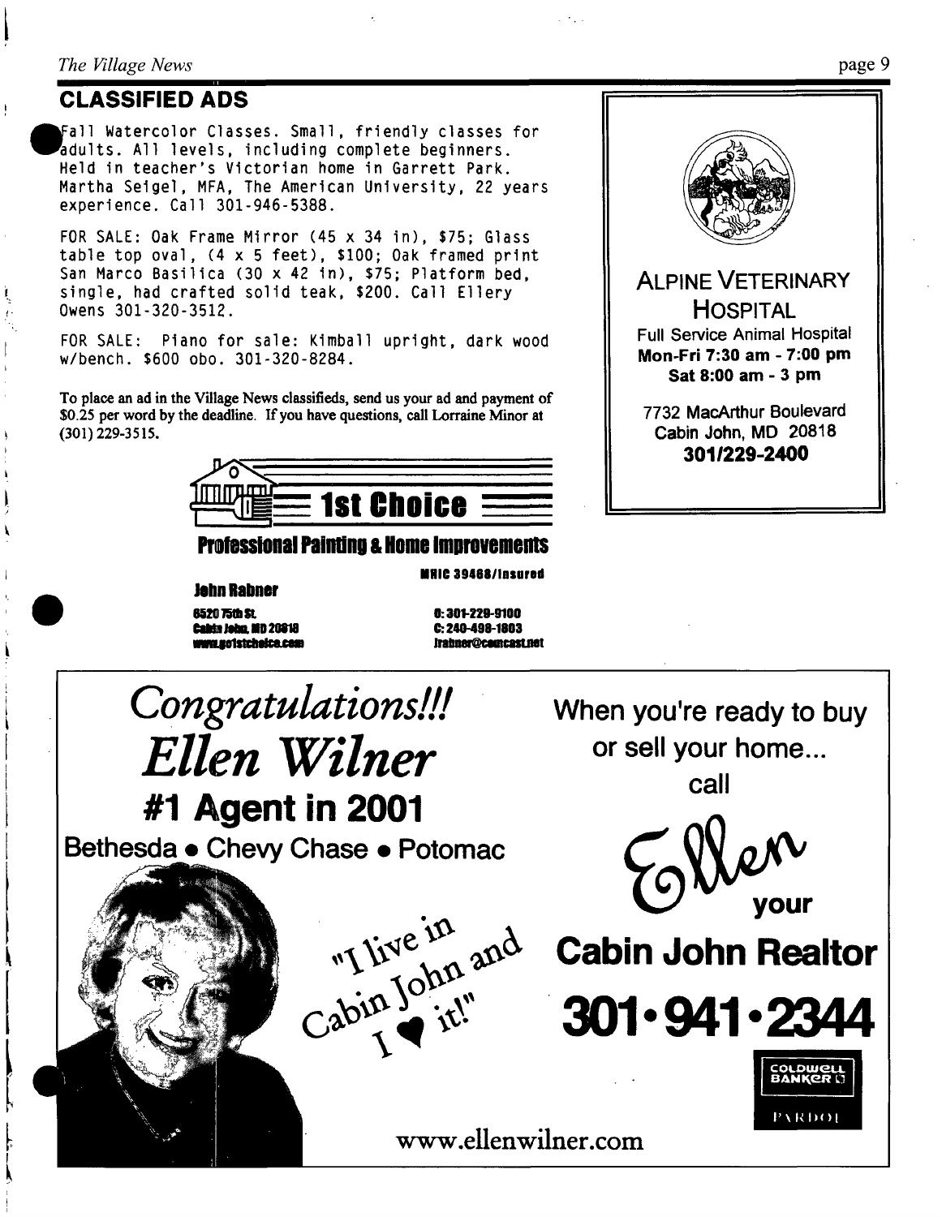## CLASSIFIED ADS

Fall Watercolor Classes. Small, friendly classes for adults. All levels, including complete beginners. Held in teacher's Victorian home in Garrett Park. Martha Seigel, MFA, The American University, 22 years experience. Call 301-946-5388.

FOR SALE: Oak Frame Mirror (45 x 34 in), $75; Glass table top oval, (4 x 5 feet), $100; Oak framed print San Marco Basilica (30 x 42 in), $75; Platform bed, single, had crafted solid teak, $200. Call Ellery Owens 301-320-3512.

FOR SALE: Piano for sale: Kimball upright, dark wood w/bench. $600 obo. 301-320-8284.

To place an ad in the Village News classifieds, send us your ad and payment of $0.25 per word by the deadline. If you have questions, call Lorraine Minor at (301) 229-3515.

**1st Choice**

**Professional Painting & Home Improvements**

MHIC 39468/Insured

**John Rabner**

6520 75th St.
Cabin John, MD 20818
www.go1stchoice.com

O: 301-229-9100
C: 240-498-1803
jrabner@comcast.net

**ALPINE VETERINARY HOSPITAL**

Full Service Animal Hospital

**Mon-Fri 7:30 am - 7:00 pm**
**Sat 8:00 am - 3 pm**

7732 MacArthur Boulevard
Cabin John, MD 20818
**301/229-2400**

*Congratulations!!!*
*Ellen Wilner*

**#1 Agent in 2001**

**Bethesda • Chevy Chase • Potomac**

"I live in Cabin John and I ♥ it!"

When you're ready to buy or sell your home... call

Ellen your

**Cabin John Realtor**

**301•941•2344**

COLDWELL BANKER PARDOE

www.ellenwilner.com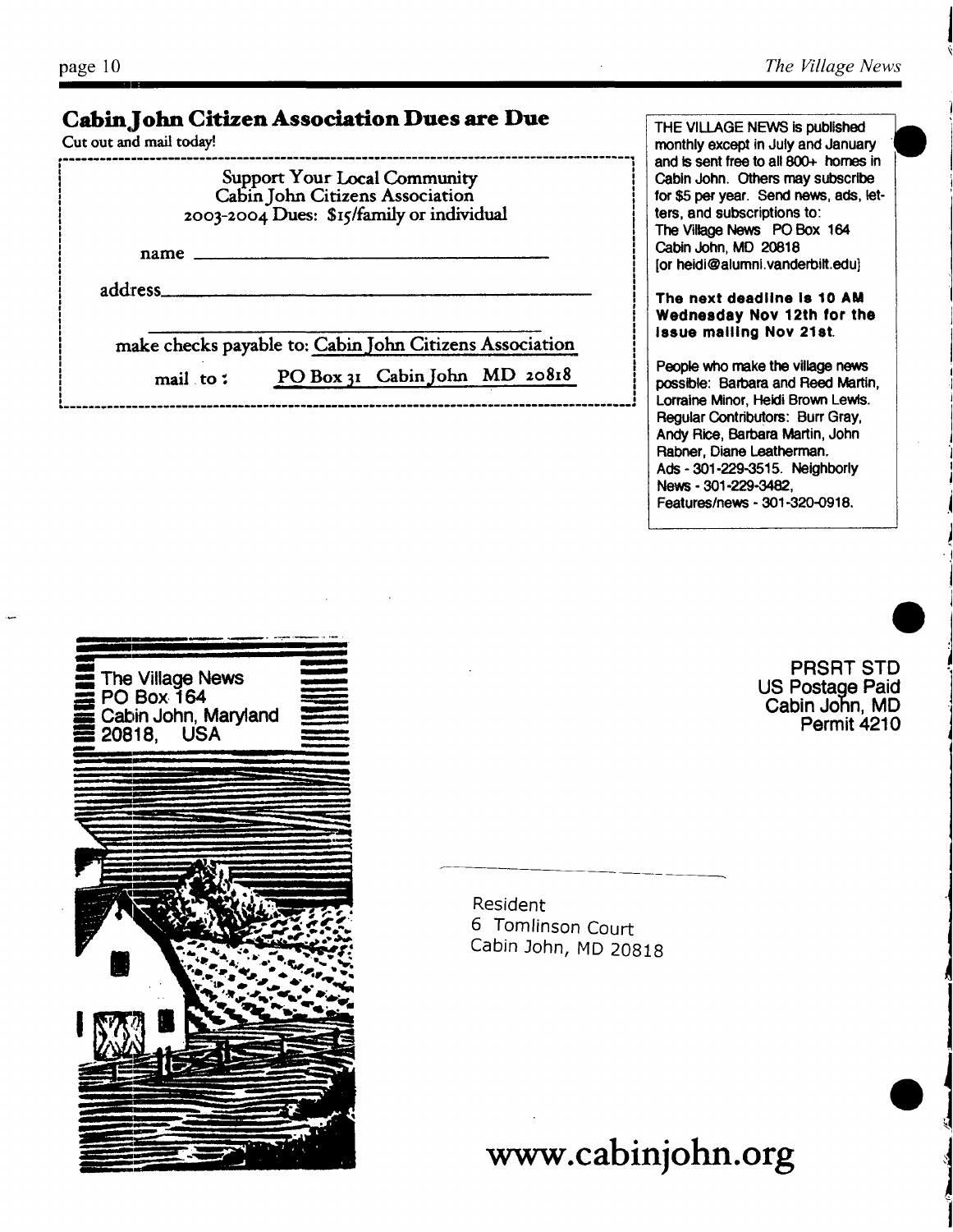## Cabin John Citizen Association Dues are Due

Cut out and mail today!

Support Your Local Community
Cabin John Citizens Association
2003-2004 Dues: $15/family or individual

name \_\_\_\_\_\_\_\_\_\_\_\_\_\_\_\_\_\_\_\_\_\_\_\_\_\_\_\_\_\_\_\_

address\_\_\_\_\_\_\_\_\_\_\_\_\_\_\_\_\_\_\_\_\_\_\_\_\_\_\_\_\_\_\_\_

make checks payable to: Cabin John Citizens Association

mail to: PO Box 31 Cabin John MD 20818

THE VILLAGE NEWS is published monthly except in July and January and is sent free to all 800+ homes in Cabin John. Others may subscribe for $5 per year. Send news, ads, letters, and subscriptions to:
The Village News PO Box 164
Cabin John, MD 20818
[or heidi@alumni.vanderbilt.edu]

**The next deadline is 10 AM Wednesday Nov 12th for the issue mailing Nov 21st.**

People who make the village news possible: Barbara and Reed Martin, Lorraine Minor, Heidi Brown Lewis.
Regular Contributors: Burr Gray, Andy Rice, Barbara Martin, John Rabner, Diane Leatherman.
Ads - 301-229-3515. Neighborly News - 301-229-3482, Features/news - 301-320-0918.

The Village News
PO Box 164
Cabin John, Maryland
20818, USA

PRSRT STD
US Postage Paid
Cabin John, MD
Permit 4210

Resident
6 Tomlinson Court
Cabin John, MD 20818

www.cabinjohn.org